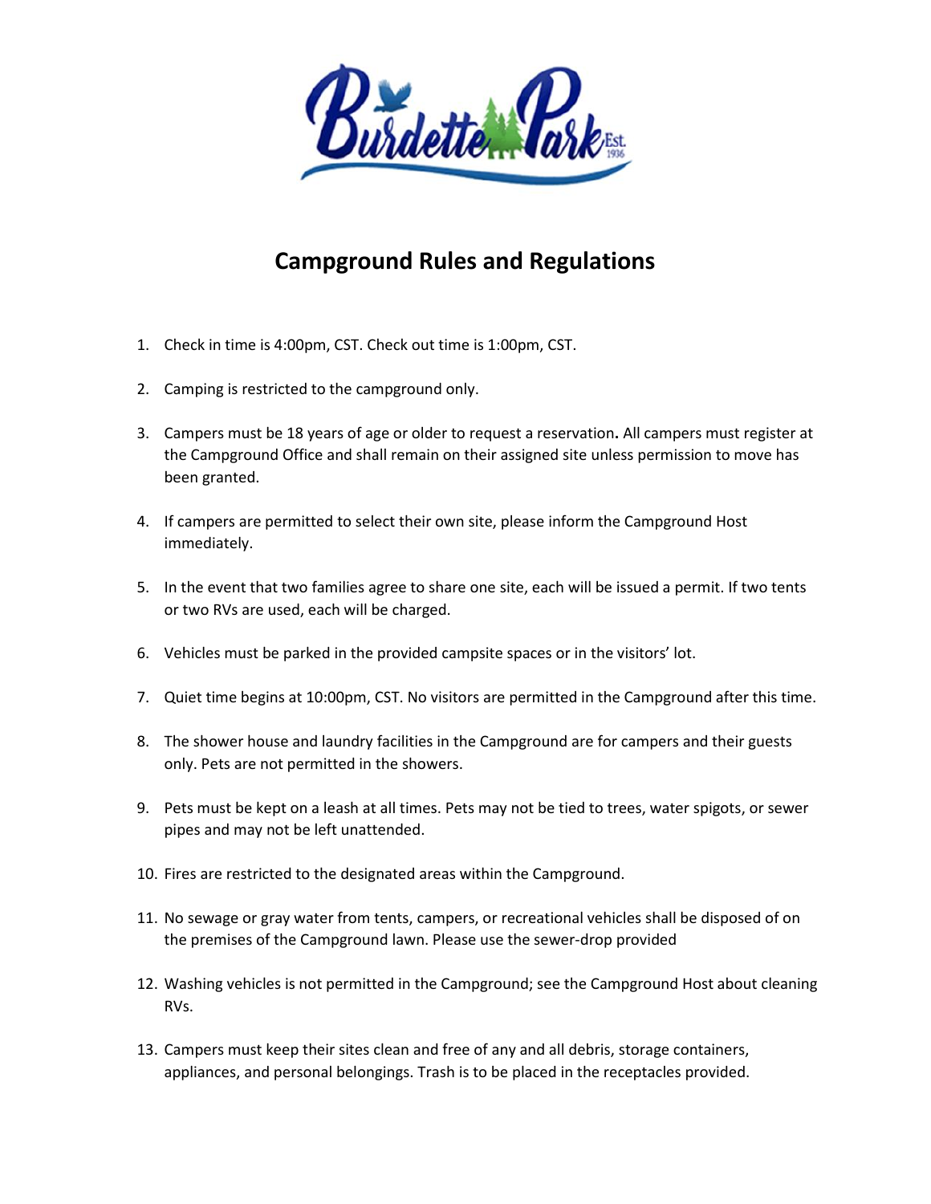# Campground Rules and Regulations

1. Check in time is 4:00pm, CST. Check out time is 1:00pm, CST.

2. Camping is restricted to the campground only.

3. Campers must be 18 years of age or older to request a reservation**.** All campers must register at the Campground Office and shall remain on their assigned site unless permission to move has been granted.

4. If campers are permitted to select their own site, please inform the Campground Host immediately.

5. In the event that two families agree to share one site, each will be issued a permit. If two tents or two RVs are used, each will be charged.

6. Vehicles must be parked in the provided campsite spaces or in the visitors' lot.

7. Quiet time begins at 10:00pm, CST. No visitors are permitted in the Campground after this time.

8. The shower house and laundry facilities in the Campground are for campers and their guests only. Pets are not permitted in the showers.

9. Pets must be kept on a leash at all times. Pets may not be tied to trees, water spigots, or sewer pipes and may not be left unattended.

10. Fires are restricted to the designated areas within the Campground.

11. No sewage or gray water from tents, campers, or recreational vehicles shall be disposed of on the premises of the Campground lawn. Please use the sewer-drop provided

12. Washing vehicles is not permitted in the Campground; see the Campground Host about cleaning RVs.

13. Campers must keep their sites clean and free of any and all debris, storage containers, appliances, and personal belongings. Trash is to be placed in the receptacles provided.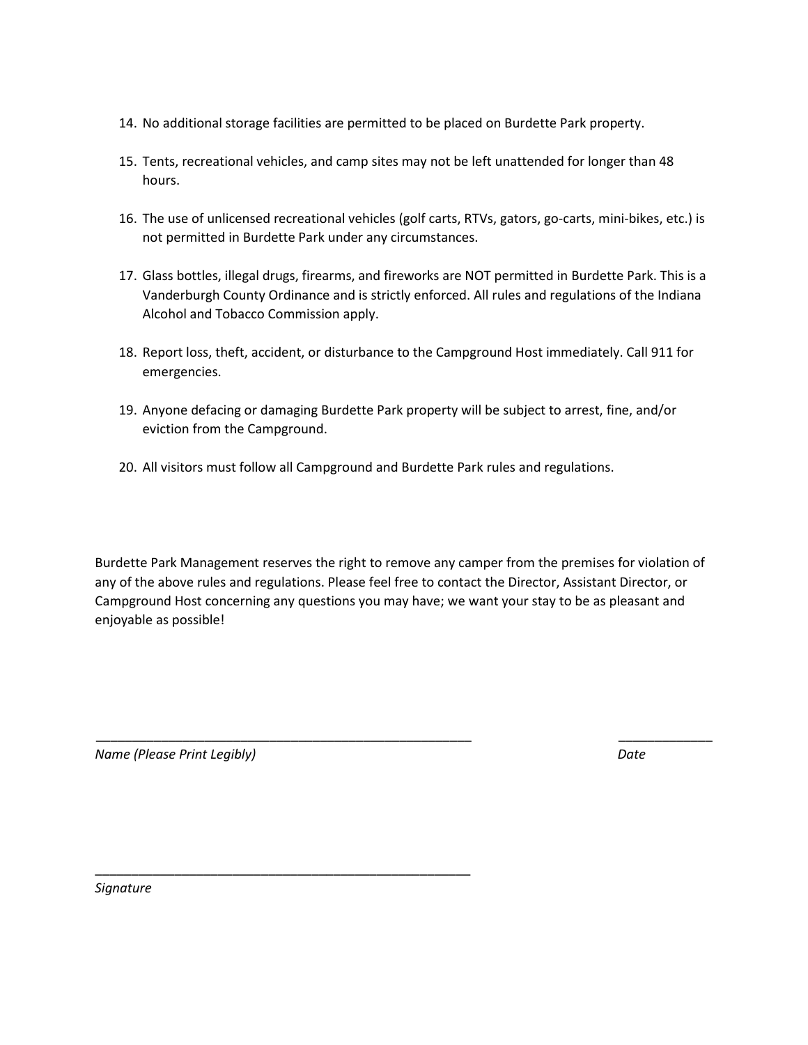14. No additional storage facilities are permitted to be placed on Burdette Park property.

15. Tents, recreational vehicles, and camp sites may not be left unattended for longer than 48 hours.

16. The use of unlicensed recreational vehicles (golf carts, RTVs, gators, go-carts, mini-bikes, etc.) is not permitted in Burdette Park under any circumstances.

17. Glass bottles, illegal drugs, firearms, and fireworks are NOT permitted in Burdette Park. This is a Vanderburgh County Ordinance and is strictly enforced. All rules and regulations of the Indiana Alcohol and Tobacco Commission apply.

18. Report loss, theft, accident, or disturbance to the Campground Host immediately. Call 911 for emergencies.

19. Anyone defacing or damaging Burdette Park property will be subject to arrest, fine, and/or eviction from the Campground.

20. All visitors must follow all Campground and Burdette Park rules and regulations.

Burdette Park Management reserves the right to remove any camper from the premises for violation of any of the above rules and regulations. Please feel free to contact the Director, Assistant Director, or Campground Host concerning any questions you may have; we want your stay to be as pleasant and enjoyable as possible!

_______________________________________________________ _____________

*Name (Please Print Legibly)* *Date*

_______________________________________________________

*Signature*